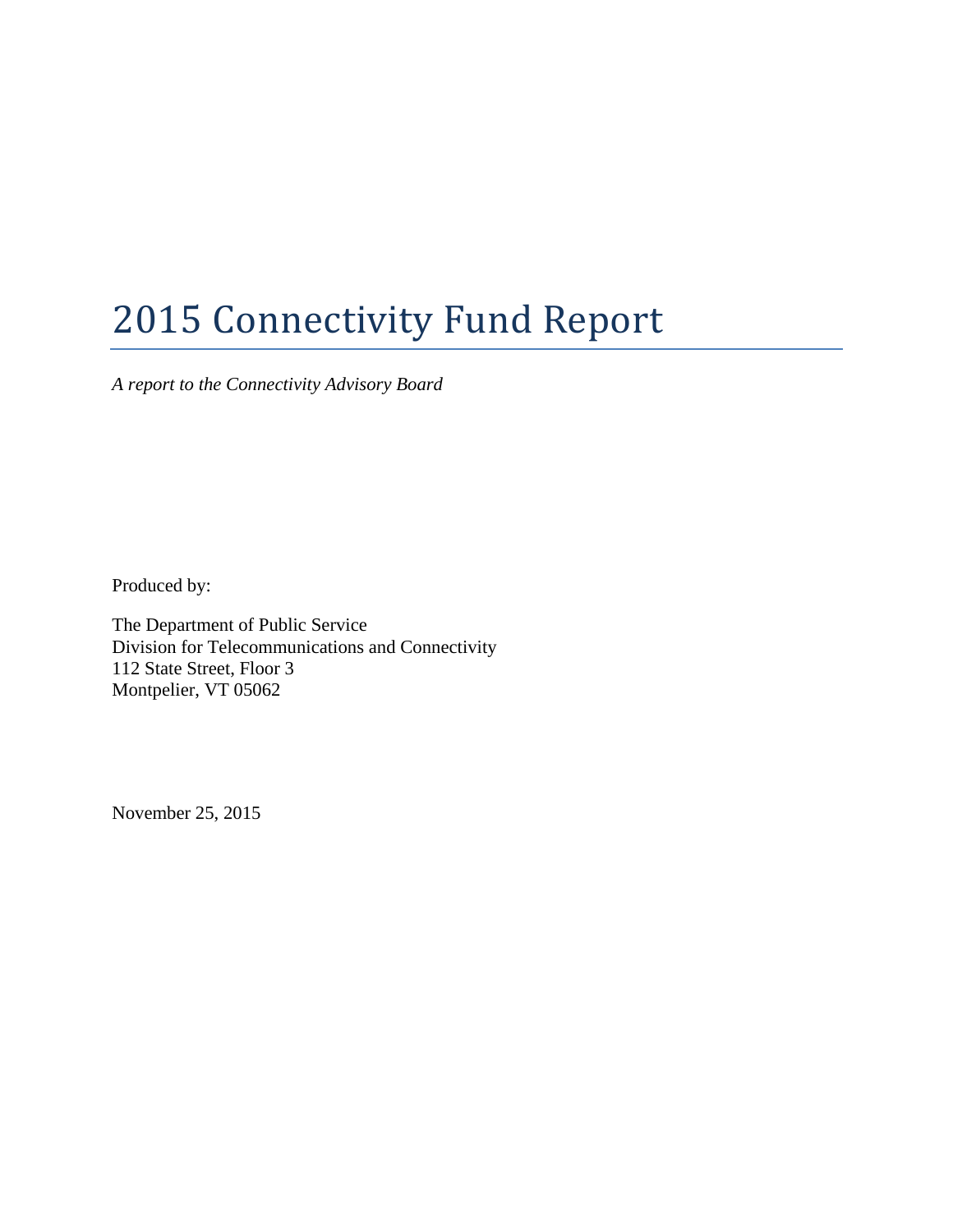# 2015 Connectivity Fund Report

*A report to the Connectivity Advisory Board*

Produced by:

The Department of Public Service
Division for Telecommunications and Connectivity
112 State Street, Floor 3
Montpelier, VT 05062

November 25, 2015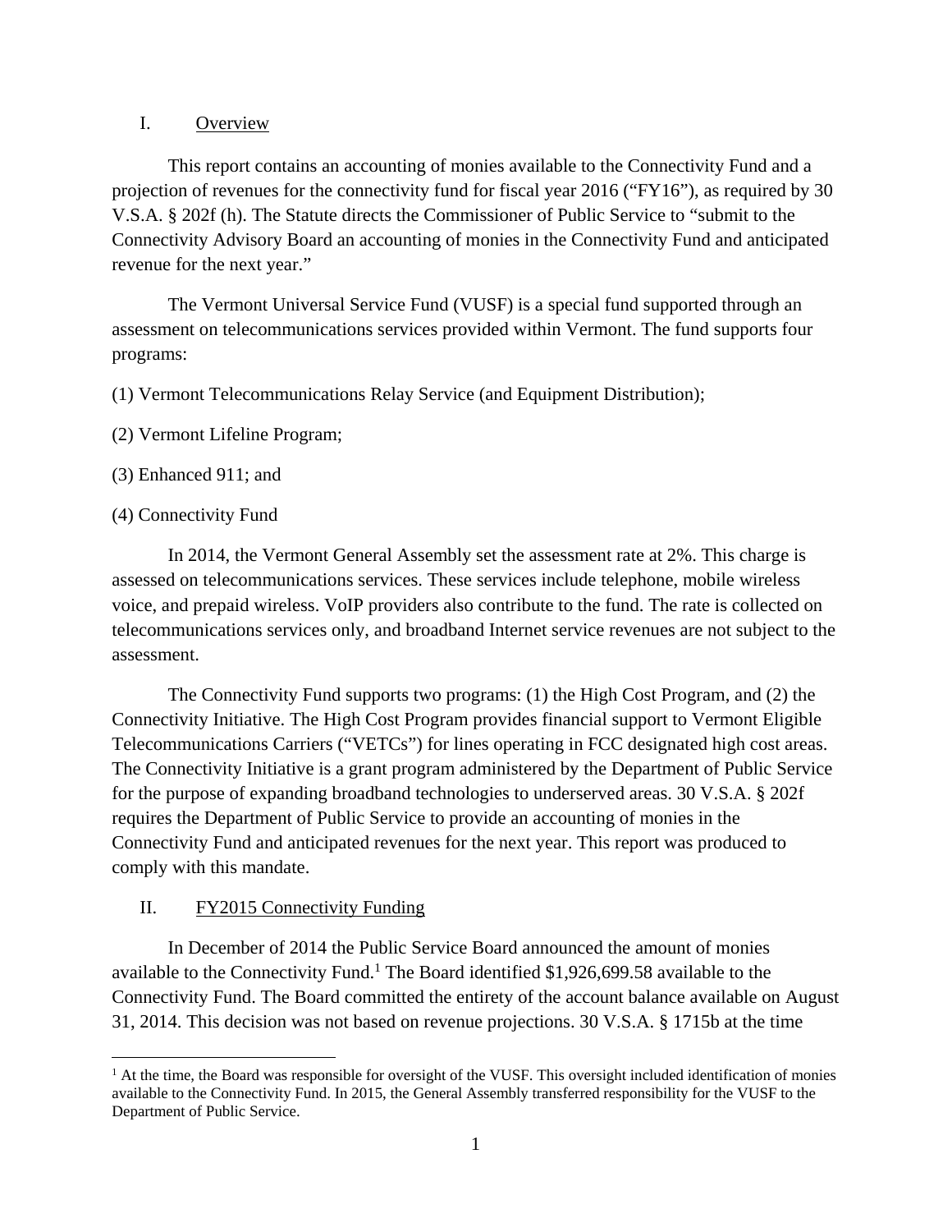## I. Overview

This report contains an accounting of monies available to the Connectivity Fund and a projection of revenues for the connectivity fund for fiscal year 2016 ("FY16"), as required by 30 V.S.A. § 202f (h). The Statute directs the Commissioner of Public Service to "submit to the Connectivity Advisory Board an accounting of monies in the Connectivity Fund and anticipated revenue for the next year."

The Vermont Universal Service Fund (VUSF) is a special fund supported through an assessment on telecommunications services provided within Vermont. The fund supports four programs:

(1) Vermont Telecommunications Relay Service (and Equipment Distribution);

(2) Vermont Lifeline Program;

(3) Enhanced 911; and

(4) Connectivity Fund

In 2014, the Vermont General Assembly set the assessment rate at 2%. This charge is assessed on telecommunications services. These services include telephone, mobile wireless voice, and prepaid wireless. VoIP providers also contribute to the fund. The rate is collected on telecommunications services only, and broadband Internet service revenues are not subject to the assessment.

The Connectivity Fund supports two programs: (1) the High Cost Program, and (2) the Connectivity Initiative. The High Cost Program provides financial support to Vermont Eligible Telecommunications Carriers ("VETCs") for lines operating in FCC designated high cost areas. The Connectivity Initiative is a grant program administered by the Department of Public Service for the purpose of expanding broadband technologies to underserved areas. 30 V.S.A. § 202f requires the Department of Public Service to provide an accounting of monies in the Connectivity Fund and anticipated revenues for the next year. This report was produced to comply with this mandate.

## II. FY2015 Connectivity Funding

In December of 2014 the Public Service Board announced the amount of monies available to the Connectivity Fund.[1] The Board identified $1,926,699.58 available to the Connectivity Fund. The Board committed the entirety of the account balance available on August 31, 2014. This decision was not based on revenue projections. 30 V.S.A. § 1715b at the time

[1] At the time, the Board was responsible for oversight of the VUSF. This oversight included identification of monies available to the Connectivity Fund. In 2015, the General Assembly transferred responsibility for the VUSF to the Department of Public Service.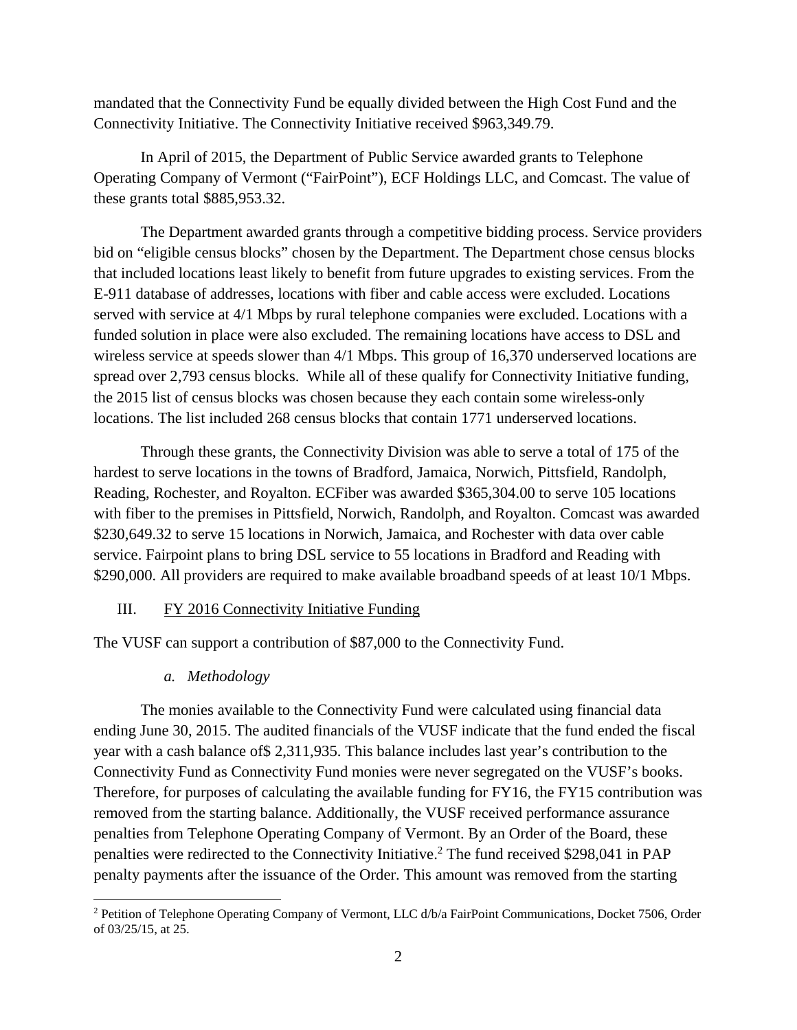mandated that the Connectivity Fund be equally divided between the High Cost Fund and the Connectivity Initiative. The Connectivity Initiative received $963,349.79.

In April of 2015, the Department of Public Service awarded grants to Telephone Operating Company of Vermont ("FairPoint"), ECF Holdings LLC, and Comcast. The value of these grants total $885,953.32.

The Department awarded grants through a competitive bidding process. Service providers bid on "eligible census blocks" chosen by the Department. The Department chose census blocks that included locations least likely to benefit from future upgrades to existing services. From the E-911 database of addresses, locations with fiber and cable access were excluded. Locations served with service at 4/1 Mbps by rural telephone companies were excluded. Locations with a funded solution in place were also excluded. The remaining locations have access to DSL and wireless service at speeds slower than 4/1 Mbps. This group of 16,370 underserved locations are spread over 2,793 census blocks. While all of these qualify for Connectivity Initiative funding, the 2015 list of census blocks was chosen because they each contain some wireless-only locations. The list included 268 census blocks that contain 1771 underserved locations.

Through these grants, the Connectivity Division was able to serve a total of 175 of the hardest to serve locations in the towns of Bradford, Jamaica, Norwich, Pittsfield, Randolph, Reading, Rochester, and Royalton. ECFiber was awarded $365,304.00 to serve 105 locations with fiber to the premises in Pittsfield, Norwich, Randolph, and Royalton. Comcast was awarded $230,649.32 to serve 15 locations in Norwich, Jamaica, and Rochester with data over cable service. Fairpoint plans to bring DSL service to 55 locations in Bradford and Reading with $290,000. All providers are required to make available broadband speeds of at least 10/1 Mbps.

## III. FY 2016 Connectivity Initiative Funding

The VUSF can support a contribution of $87,000 to the Connectivity Fund.

### *a. Methodology*

The monies available to the Connectivity Fund were calculated using financial data ending June 30, 2015. The audited financials of the VUSF indicate that the fund ended the fiscal year with a cash balance of$ 2,311,935. This balance includes last year's contribution to the Connectivity Fund as Connectivity Fund monies were never segregated on the VUSF's books. Therefore, for purposes of calculating the available funding for FY16, the FY15 contribution was removed from the starting balance. Additionally, the VUSF received performance assurance penalties from Telephone Operating Company of Vermont. By an Order of the Board, these penalties were redirected to the Connectivity Initiative.[2] The fund received $298,041 in PAP penalty payments after the issuance of the Order. This amount was removed from the starting

[2] Petition of Telephone Operating Company of Vermont, LLC d/b/a FairPoint Communications, Docket 7506, Order of 03/25/15, at 25.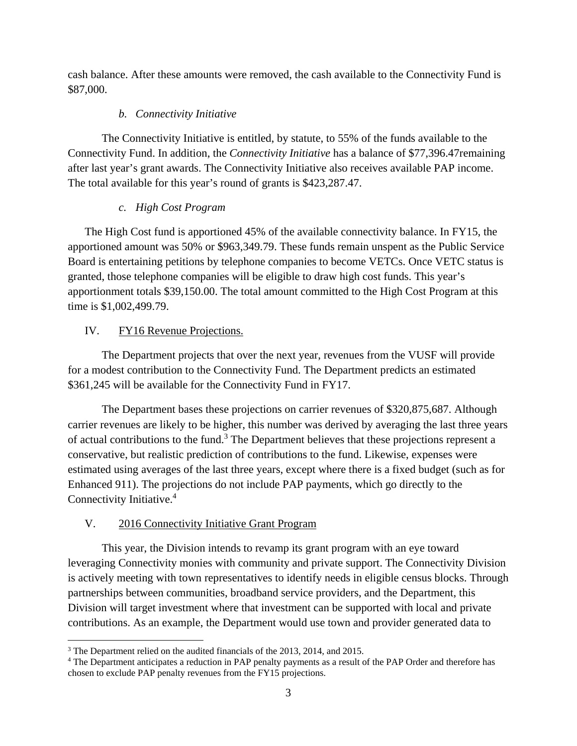cash balance. After these amounts were removed, the cash available to the Connectivity Fund is $87,000.

### *b. Connectivity Initiative*

The Connectivity Initiative is entitled, by statute, to 55% of the funds available to the Connectivity Fund. In addition, the *Connectivity Initiative* has a balance of $77,396.47remaining after last year's grant awards. The Connectivity Initiative also receives available PAP income. The total available for this year's round of grants is $423,287.47.

### *c. High Cost Program*

The High Cost fund is apportioned 45% of the available connectivity balance. In FY15, the apportioned amount was 50% or $963,349.79. These funds remain unspent as the Public Service Board is entertaining petitions by telephone companies to become VETCs. Once VETC status is granted, those telephone companies will be eligible to draw high cost funds. This year's apportionment totals $39,150.00. The total amount committed to the High Cost Program at this time is $1,002,499.79.

## IV. FY16 Revenue Projections.

The Department projects that over the next year, revenues from the VUSF will provide for a modest contribution to the Connectivity Fund. The Department predicts an estimated $361,245 will be available for the Connectivity Fund in FY17.

The Department bases these projections on carrier revenues of $320,875,687. Although carrier revenues are likely to be higher, this number was derived by averaging the last three years of actual contributions to the fund.[3] The Department believes that these projections represent a conservative, but realistic prediction of contributions to the fund. Likewise, expenses were estimated using averages of the last three years, except where there is a fixed budget (such as for Enhanced 911). The projections do not include PAP payments, which go directly to the Connectivity Initiative.[4]

## V. 2016 Connectivity Initiative Grant Program

This year, the Division intends to revamp its grant program with an eye toward leveraging Connectivity monies with community and private support. The Connectivity Division is actively meeting with town representatives to identify needs in eligible census blocks. Through partnerships between communities, broadband service providers, and the Department, this Division will target investment where that investment can be supported with local and private contributions. As an example, the Department would use town and provider generated data to

---

[3] The Department relied on the audited financials of the 2013, 2014, and 2015.

[4] The Department anticipates a reduction in PAP penalty payments as a result of the PAP Order and therefore has chosen to exclude PAP penalty revenues from the FY15 projections.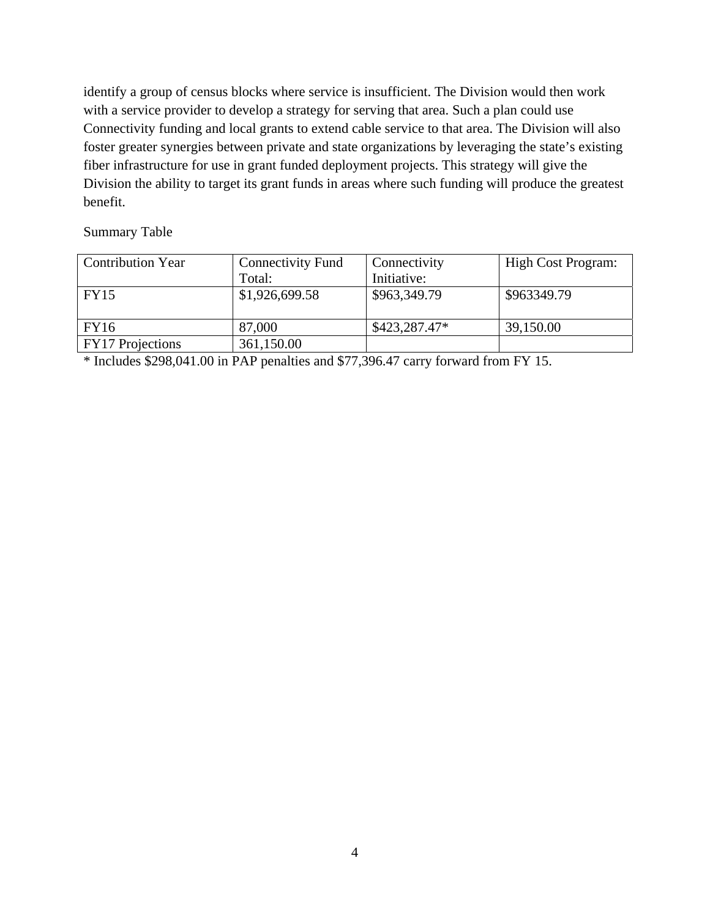identify a group of census blocks where service is insufficient. The Division would then work with a service provider to develop a strategy for serving that area. Such a plan could use Connectivity funding and local grants to extend cable service to that area. The Division will also foster greater synergies between private and state organizations by leveraging the state's existing fiber infrastructure for use in grant funded deployment projects. This strategy will give the Division the ability to target its grant funds in areas where such funding will produce the greatest benefit.

Summary Table

| Contribution Year | Connectivity Fund Total: | Connectivity Initiative: | High Cost Program: |
|---|---|---|---|
| FY15 | $1,926,699.58 | $963,349.79 | $963349.79 |
| FY16 | 87,000 | $423,287.47* | 39,150.00 |
| FY17 Projections | 361,150.00 | | |

* Includes $298,041.00 in PAP penalties and $77,396.47 carry forward from FY 15.